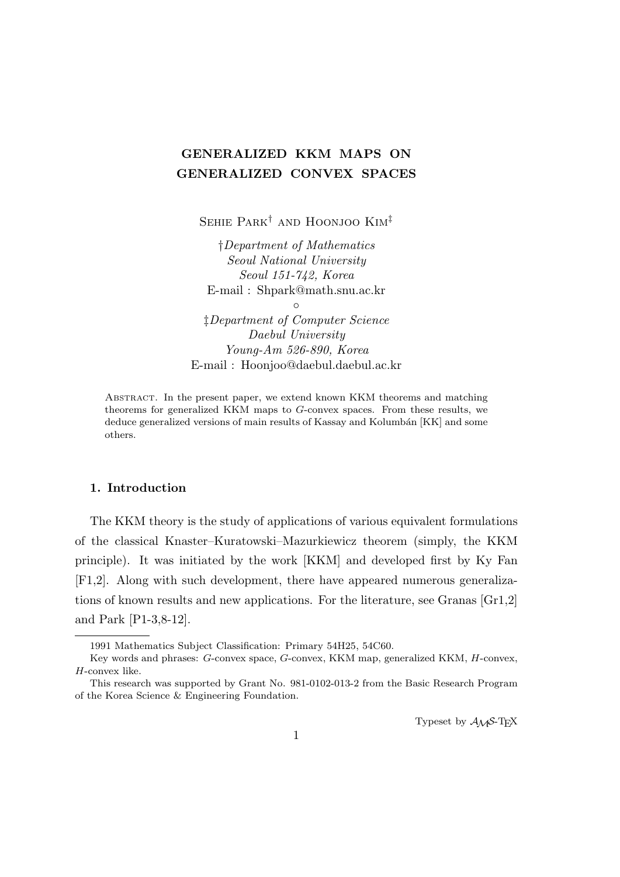# GENERALIZED KKM MAPS ON GENERALIZED CONVEX SPACES

Sehie Park† and Hoonjoo Kim‡

†*Department of Mathematics*
*Seoul National University*
*Seoul 151-742, Korea*
E-mail : Shpark@math.snu.ac.kr

∘

‡*Department of Computer Science*
*Daebul University*
*Young-Am 526-890, Korea*
E-mail : Hoonjoo@daebul.daebul.ac.kr

Abstract. In the present paper, we extend known KKM theorems and matching theorems for generalized KKM maps to $G$-convex spaces. From these results, we deduce generalized versions of main results of Kassay and Kolumbán [KK] and some others.

## 1. Introduction

The KKM theory is the study of applications of various equivalent formulations of the classical Knaster–Kuratowski–Mazurkiewicz theorem (simply, the KKM principle). It was initiated by the work [KKM] and developed first by Ky Fan [F1,2]. Along with such development, there have appeared numerous generalizations of known results and new applications. For the literature, see Granas [Gr1,2] and Park [P1-3,8-12].

---

1991 Mathematics Subject Classification: Primary 54H25, 54C60.

Key words and phrases: $G$-convex space, $G$-convex, KKM map, generalized KKM, $H$-convex, $H$-convex like.

This research was supported by Grant No. 981-0102-013-2 from the Basic Research Program of the Korea Science & Engineering Foundation.

Typeset by $\mathcal{A}\mathcal{M}\mathcal{S}$-TEX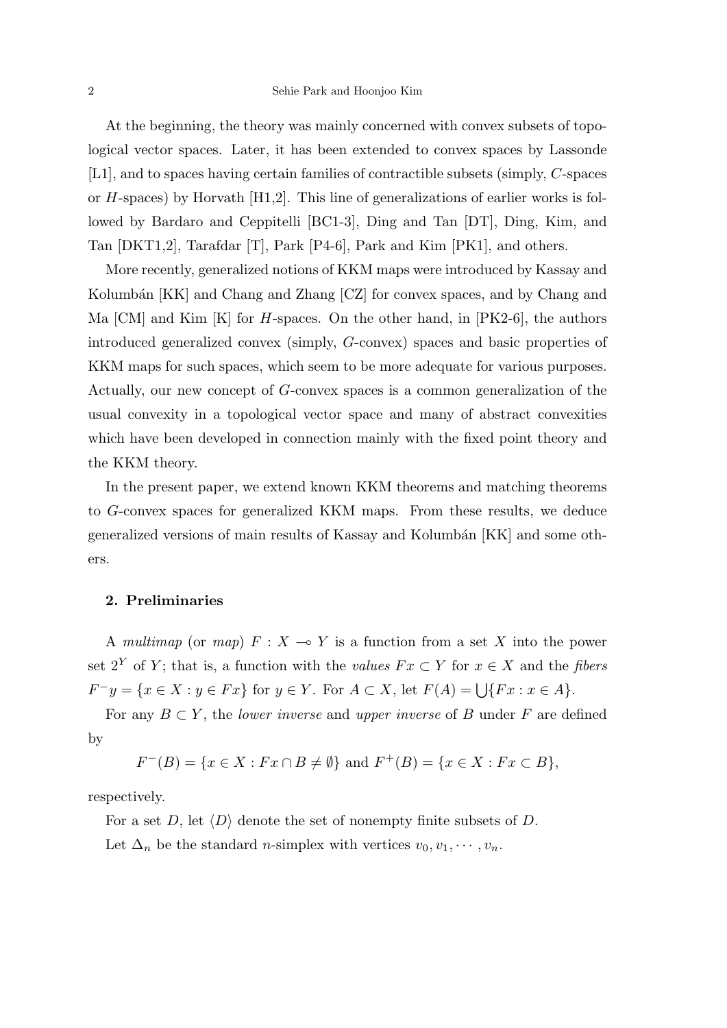At the beginning, the theory was mainly concerned with convex subsets of topological vector spaces. Later, it has been extended to convex spaces by Lassonde [L1], and to spaces having certain families of contractible subsets (simply, $C$-spaces or $H$-spaces) by Horvath [H1,2]. This line of generalizations of earlier works is followed by Bardaro and Ceppitelli [BC1-3], Ding and Tan [DT], Ding, Kim, and Tan [DKT1,2], Tarafdar [T], Park [P4-6], Park and Kim [PK1], and others.

More recently, generalized notions of KKM maps were introduced by Kassay and Kolumbán [KK] and Chang and Zhang [CZ] for convex spaces, and by Chang and Ma [CM] and Kim [K] for $H$-spaces. On the other hand, in [PK2-6], the authors introduced generalized convex (simply, $G$-convex) spaces and basic properties of KKM maps for such spaces, which seem to be more adequate for various purposes. Actually, our new concept of $G$-convex spaces is a common generalization of the usual convexity in a topological vector space and many of abstract convexities which have been developed in connection mainly with the fixed point theory and the KKM theory.

In the present paper, we extend known KKM theorems and matching theorems to $G$-convex spaces for generalized KKM maps. From these results, we deduce generalized versions of main results of Kassay and Kolumbán [KK] and some others.

## 2. Preliminaries

A *multimap* (or *map*) $F : X \multimap Y$ is a function from a set $X$ into the power set $2^Y$ of $Y$; that is, a function with the *values* $Fx \subset Y$ for $x \in X$ and the *fibers* $F^-y = \{x \in X : y \in Fx\}$ for $y \in Y$. For $A \subset X$, let $F(A) = \bigcup\{Fx : x \in A\}$.

For any $B \subset Y$, the *lower inverse* and *upper inverse* of $B$ under $F$ are defined by

$$F^-(B) = \{x \in X : Fx \cap B \neq \emptyset\} \text{ and } F^+(B) = \{x \in X : Fx \subset B\},$$

respectively.

For a set $D$, let $\langle D \rangle$ denote the set of nonempty finite subsets of $D$.

Let $\Delta_n$ be the standard $n$-simplex with vertices $v_0, v_1, \cdots, v_n$.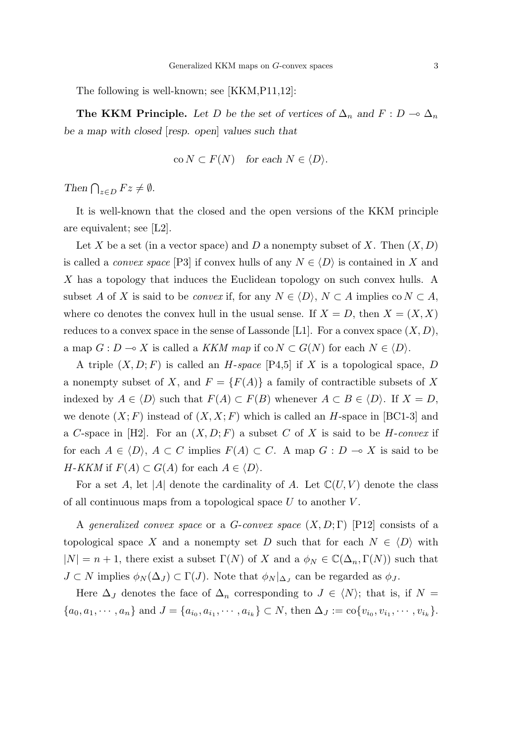The following is well-known; see [KKM,P11,12]:

**The KKM Principle.** *Let $D$ be the set of vertices of $\Delta_n$ and $F : D \multimap \Delta_n$ be a map with closed* [*resp. open*] *values such that*

$$\operatorname{co} N \subset F(N) \quad \textit{for each } N \in \langle D \rangle.$$

*Then* $\bigcap_{z \in D} Fz \neq \emptyset$.

It is well-known that the closed and the open versions of the KKM principle are equivalent; see [L2].

Let $X$ be a set (in a vector space) and $D$ a nonempty subset of $X$. Then $(X, D)$ is called a *convex space* [P3] if convex hulls of any $N \in \langle D \rangle$ is contained in $X$ and $X$ has a topology that induces the Euclidean topology on such convex hulls. A subset $A$ of $X$ is said to be *convex* if, for any $N \in \langle D \rangle$, $N \subset A$ implies $\operatorname{co} N \subset A$, where co denotes the convex hull in the usual sense. If $X = D$, then $X = (X, X)$ reduces to a convex space in the sense of Lassonde [L1]. For a convex space $(X, D)$, a map $G : D \multimap X$ is called a *KKM map* if $\operatorname{co} N \subset G(N)$ for each $N \in \langle D \rangle$.

A triple $(X, D; F)$ is called an *H-space* [P4,5] if $X$ is a topological space, $D$ a nonempty subset of $X$, and $F = \{F(A)\}$ a family of contractible subsets of $X$ indexed by $A \in \langle D \rangle$ such that $F(A) \subset F(B)$ whenever $A \subset B \in \langle D \rangle$. If $X = D$, we denote $(X; F)$ instead of $(X, X; F)$ which is called an $H$-space in [BC1-3] and a $C$-space in [H2]. For an $(X, D; F)$ a subset $C$ of $X$ is said to be *H-convex* if for each $A \in \langle D \rangle$, $A \subset C$ implies $F(A) \subset C$. A map $G : D \multimap X$ is said to be *H-KKM* if $F(A) \subset G(A)$ for each $A \in \langle D \rangle$.

For a set $A$, let $|A|$ denote the cardinality of $A$. Let $\mathbb{C}(U, V)$ denote the class of all continuous maps from a topological space $U$ to another $V$.

A *generalized convex space* or a *G-convex space* $(X, D; \Gamma)$ [P12] consists of a topological space $X$ and a nonempty set $D$ such that for each $N \in \langle D \rangle$ with $|N| = n + 1$, there exist a subset $\Gamma(N)$ of $X$ and a $\phi_N \in \mathbb{C}(\Delta_n, \Gamma(N))$ such that $J \subset N$ implies $\phi_N(\Delta_J) \subset \Gamma(J)$. Note that $\phi_N|_{\Delta_J}$ can be regarded as $\phi_J$.

Here $\Delta_J$ denotes the face of $\Delta_n$ corresponding to $J \in \langle N \rangle$; that is, if $N = \{a_0, a_1, \cdots, a_n\}$ and $J = \{a_{i_0}, a_{i_1}, \cdots, a_{i_k}\} \subset N$, then $\Delta_J := \operatorname{co}\{v_{i_0}, v_{i_1}, \cdots, v_{i_k}\}$.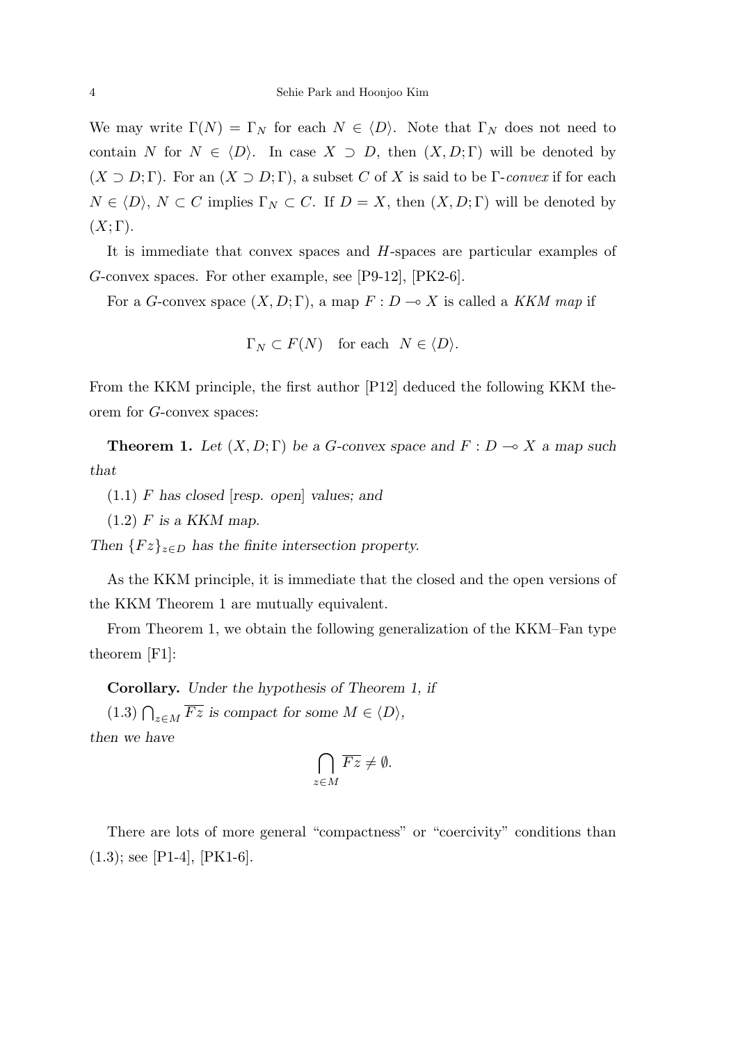We may write $\Gamma(N) = \Gamma_N$ for each $N \in \langle D \rangle$. Note that $\Gamma_N$ does not need to contain $N$ for $N \in \langle D \rangle$. In case $X \supset D$, then $(X, D; \Gamma)$ will be denoted by $(X \supset D; \Gamma)$. For an $(X \supset D; \Gamma)$, a subset $C$ of $X$ is said to be $\Gamma$-*convex* if for each $N \in \langle D \rangle$, $N \subset C$ implies $\Gamma_N \subset C$. If $D = X$, then $(X, D; \Gamma)$ will be denoted by $(X; \Gamma)$.

It is immediate that convex spaces and $H$-spaces are particular examples of $G$-convex spaces. For other example, see [P9-12], [PK2-6].

For a $G$-convex space $(X, D; \Gamma)$, a map $F : D \multimap X$ is called a *KKM map* if

$$\Gamma_N \subset F(N) \quad \text{for each} \quad N \in \langle D \rangle.$$

From the KKM principle, the first author [P12] deduced the following KKM theorem for $G$-convex spaces:

**Theorem 1.** *Let $(X, D; \Gamma)$ be a $G$-convex space and $F : D \multimap X$ a map such that*

*(1.1) $F$ has closed [resp. open] values; and*

*(1.2) $F$ is a KKM map.*

*Then $\{Fz\}_{z \in D}$ has the finite intersection property.*

As the KKM principle, it is immediate that the closed and the open versions of the KKM Theorem 1 are mutually equivalent.

From Theorem 1, we obtain the following generalization of the KKM–Fan type theorem [F1]:

**Corollary.** *Under the hypothesis of Theorem 1, if*

*(1.3) $\bigcap_{z \in M} \overline{Fz}$ is compact for some $M \in \langle D \rangle$,*

*then we have*

$$\bigcap_{z \in M} \overline{Fz} \neq \emptyset.$$

There are lots of more general "compactness" or "coercivity" conditions than (1.3); see [P1-4], [PK1-6].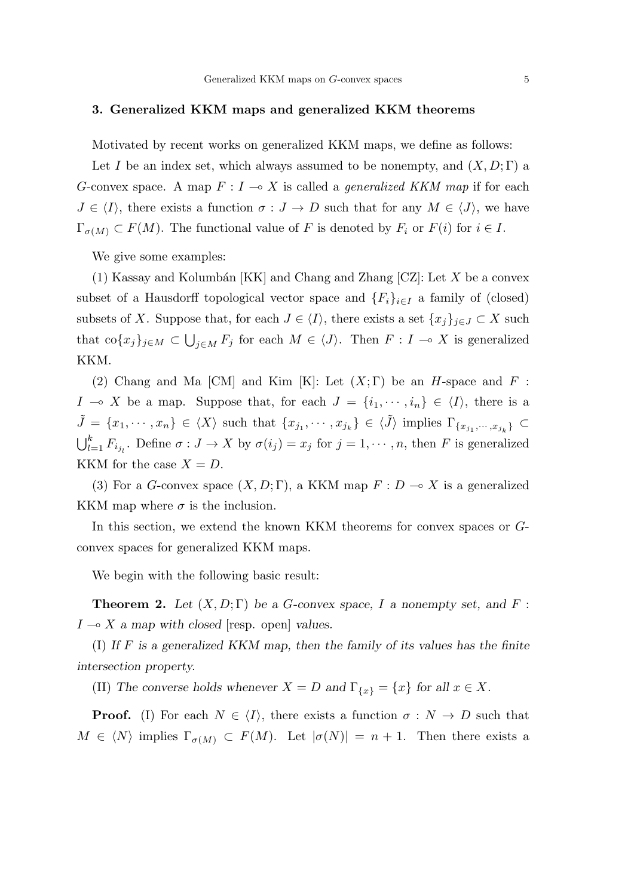## 3. Generalized KKM maps and generalized KKM theorems

Motivated by recent works on generalized KKM maps, we define as follows:

Let $I$ be an index set, which always assumed to be nonempty, and $(X, D; \Gamma)$ a $G$-convex space. A map $F : I \multimap X$ is called a *generalized KKM map* if for each $J \in \langle I \rangle$, there exists a function $\sigma : J \to D$ such that for any $M \in \langle J \rangle$, we have $\Gamma_{\sigma(M)} \subset F(M)$. The functional value of $F$ is denoted by $F_i$ or $F(i)$ for $i \in I$.

We give some examples:

(1) Kassay and Kolumbán [KK] and Chang and Zhang [CZ]: Let $X$ be a convex subset of a Hausdorff topological vector space and $\{F_i\}_{i \in I}$ a family of (closed) subsets of $X$. Suppose that, for each $J \in \langle I \rangle$, there exists a set $\{x_j\}_{j \in J} \subset X$ such that $\mathrm{co}\{x_j\}_{j \in M} \subset \bigcup_{j \in M} F_j$ for each $M \in \langle J \rangle$. Then $F : I \multimap X$ is generalized KKM.

(2) Chang and Ma [CM] and Kim [K]: Let $(X; \Gamma)$ be an $H$-space and $F : I \multimap X$ be a map. Suppose that, for each $J = \{i_1, \cdots, i_n\} \in \langle I \rangle$, there is a $\tilde{J} = \{x_1, \cdots, x_n\} \in \langle X \rangle$ such that $\{x_{j_1}, \cdots, x_{j_k}\} \in \langle \tilde{J} \rangle$ implies $\Gamma_{\{x_{j_1}, \cdots, x_{j_k}\}} \subset \bigcup_{l=1}^{k} F_{i_{j_l}}$. Define $\sigma : J \to X$ by $\sigma(i_j) = x_j$ for $j = 1, \cdots, n$, then $F$ is generalized KKM for the case $X = D$.

(3) For a $G$-convex space $(X, D; \Gamma)$, a KKM map $F : D \multimap X$ is a generalized KKM map where $\sigma$ is the inclusion.

In this section, we extend the known KKM theorems for convex spaces or $G$-convex spaces for generalized KKM maps.

We begin with the following basic result:

**Theorem 2.** *Let $(X, D; \Gamma)$ be a $G$-convex space, $I$ a nonempty set, and $F : I \multimap X$ a map with closed* [resp. open] *values.*

(I) *If $F$ is a generalized KKM map, then the family of its values has the finite intersection property.*

(II) *The converse holds whenever $X = D$ and $\Gamma_{\{x\}} = \{x\}$ for all $x \in X$.*

**Proof.** (I) For each $N \in \langle I \rangle$, there exists a function $\sigma : N \to D$ such that $M \in \langle N \rangle$ implies $\Gamma_{\sigma(M)} \subset F(M)$. Let $|\sigma(N)| = n + 1$. Then there exists a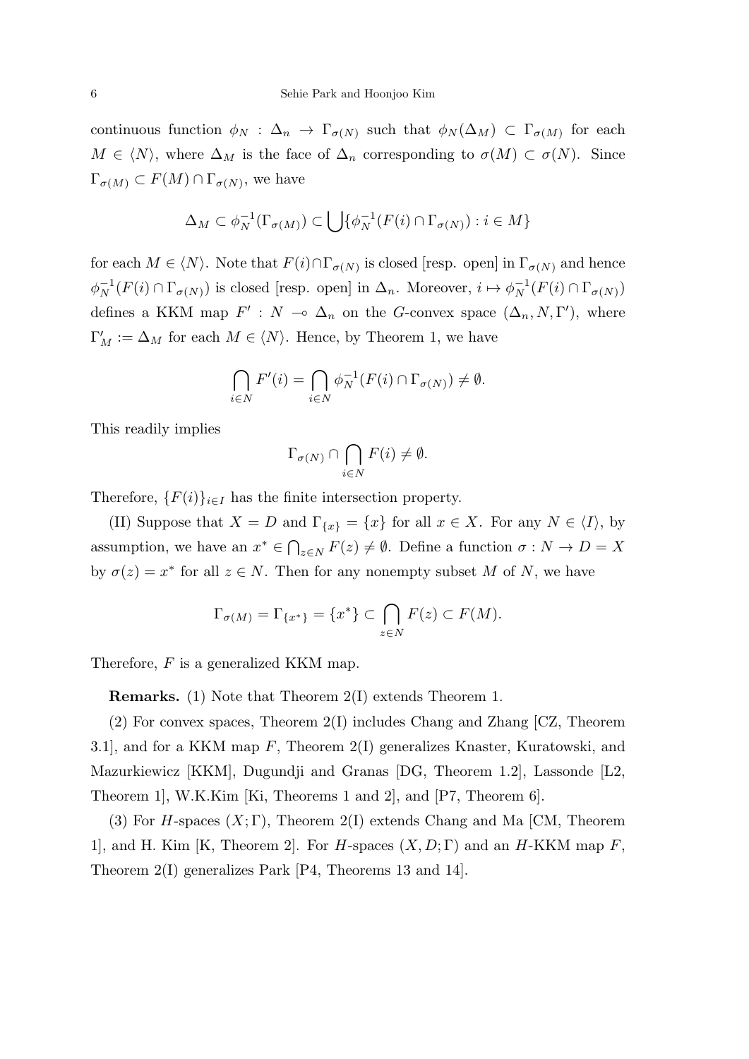continuous function $\phi_N : \Delta_n \to \Gamma_{\sigma(N)}$ such that $\phi_N(\Delta_M) \subset \Gamma_{\sigma(M)}$ for each $M \in \langle N \rangle$, where $\Delta_M$ is the face of $\Delta_n$ corresponding to $\sigma(M) \subset \sigma(N)$. Since $\Gamma_{\sigma(M)} \subset F(M) \cap \Gamma_{\sigma(N)}$, we have

$$\Delta_M \subset \phi_N^{-1}(\Gamma_{\sigma(M)}) \subset \bigcup \{\phi_N^{-1}(F(i) \cap \Gamma_{\sigma(N)}) : i \in M\}$$

for each $M \in \langle N \rangle$. Note that $F(i) \cap \Gamma_{\sigma(N)}$ is closed [resp. open] in $\Gamma_{\sigma(N)}$ and hence $\phi_N^{-1}(F(i) \cap \Gamma_{\sigma(N)})$ is closed [resp. open] in $\Delta_n$. Moreover, $i \mapsto \phi_N^{-1}(F(i) \cap \Gamma_{\sigma(N)})$ defines a KKM map $F' : N \multimap \Delta_n$ on the $G$-convex space $(\Delta_n, N, \Gamma')$, where $\Gamma'_M := \Delta_M$ for each $M \in \langle N \rangle$. Hence, by Theorem 1, we have

$$\bigcap_{i \in N} F'(i) = \bigcap_{i \in N} \phi_N^{-1}(F(i) \cap \Gamma_{\sigma(N)}) \neq \emptyset.$$

This readily implies

$$\Gamma_{\sigma(N)} \cap \bigcap_{i \in N} F(i) \neq \emptyset.$$

Therefore, $\{F(i)\}_{i \in I}$ has the finite intersection property.

(II) Suppose that $X = D$ and $\Gamma_{\{x\}} = \{x\}$ for all $x \in X$. For any $N \in \langle I \rangle$, by assumption, we have an $x^* \in \bigcap_{z \in N} F(z) \neq \emptyset$. Define a function $\sigma : N \to D = X$ by $\sigma(z) = x^*$ for all $z \in N$. Then for any nonempty subset $M$ of $N$, we have

$$\Gamma_{\sigma(M)} = \Gamma_{\{x^*\}} = \{x^*\} \subset \bigcap_{z \in N} F(z) \subset F(M).$$

Therefore, $F$ is a generalized KKM map.

**Remarks.** (1) Note that Theorem 2(I) extends Theorem 1.

(2) For convex spaces, Theorem 2(I) includes Chang and Zhang [CZ, Theorem 3.1], and for a KKM map $F$, Theorem 2(I) generalizes Knaster, Kuratowski, and Mazurkiewicz [KKM], Dugundji and Granas [DG, Theorem 1.2], Lassonde [L2, Theorem 1], W.K.Kim [Ki, Theorems 1 and 2], and [P7, Theorem 6].

(3) For $H$-spaces $(X; \Gamma)$, Theorem 2(I) extends Chang and Ma [CM, Theorem 1], and H. Kim [K, Theorem 2]. For $H$-spaces $(X, D; \Gamma)$ and an $H$-KKM map $F$, Theorem 2(I) generalizes Park [P4, Theorems 13 and 14].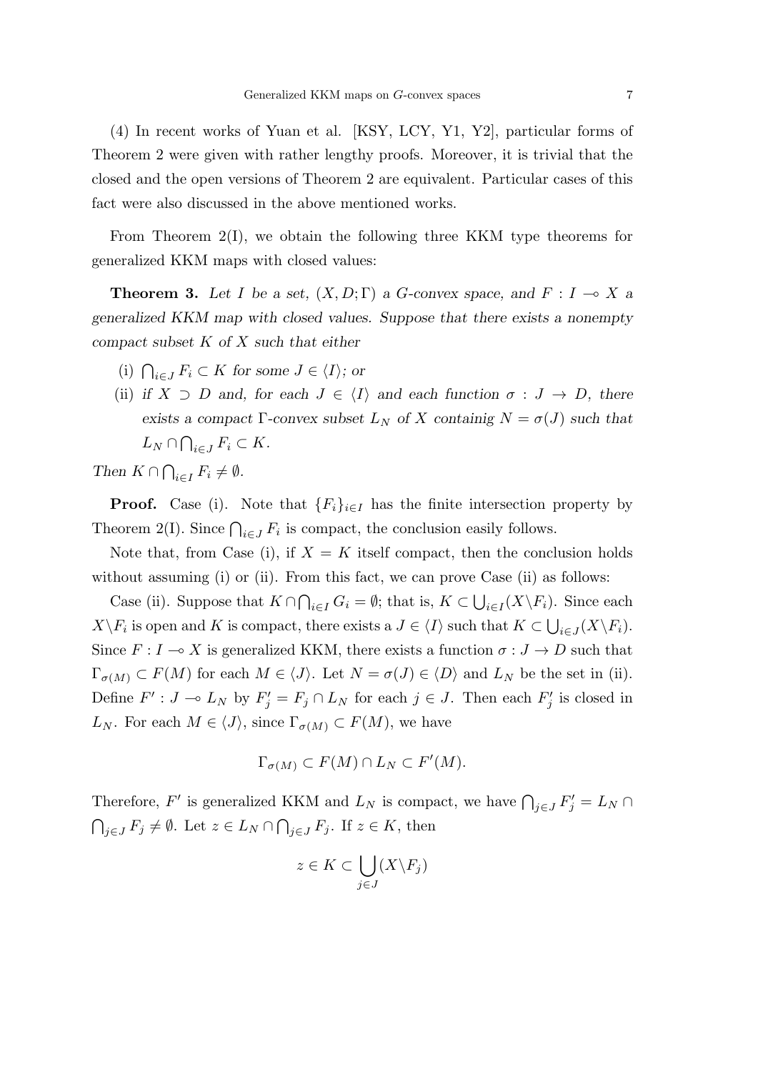(4) In recent works of Yuan et al. [KSY, LCY, Y1, Y2], particular forms of Theorem 2 were given with rather lengthy proofs. Moreover, it is trivial that the closed and the open versions of Theorem 2 are equivalent. Particular cases of this fact were also discussed in the above mentioned works.

From Theorem 2(I), we obtain the following three KKM type theorems for generalized KKM maps with closed values:

**Theorem 3.** *Let $I$ be a set, $(X, D; \Gamma)$ a $G$-convex space, and $F : I \multimap X$ a generalized KKM map with closed values. Suppose that there exists a nonempty compact subset $K$ of $X$ such that either*

(i) *$\bigcap_{i \in J} F_i \subset K$ for some $J \in \langle I \rangle$; or*

(ii) *if $X \supset D$ and, for each $J \in \langle I \rangle$ and each function $\sigma : J \to D$, there exists a compact $\Gamma$-convex subset $L_N$ of $X$ containig $N = \sigma(J)$ such that $L_N \cap \bigcap_{i \in J} F_i \subset K$.*

*Then $K \cap \bigcap_{i \in I} F_i \neq \emptyset$.*

**Proof.** Case (i). Note that $\{F_i\}_{i \in I}$ has the finite intersection property by Theorem 2(I). Since $\bigcap_{i \in J} F_i$ is compact, the conclusion easily follows.

Note that, from Case (i), if $X = K$ itself compact, then the conclusion holds without assuming (i) or (ii). From this fact, we can prove Case (ii) as follows:

Case (ii). Suppose that $K \cap \bigcap_{i \in I} G_i = \emptyset$; that is, $K \subset \bigcup_{i \in I} (X \backslash F_i)$. Since each $X \backslash F_i$ is open and $K$ is compact, there exists a $J \in \langle I \rangle$ such that $K \subset \bigcup_{i \in J} (X \backslash F_i)$. Since $F : I \multimap X$ is generalized KKM, there exists a function $\sigma : J \to D$ such that $\Gamma_{\sigma(M)} \subset F(M)$ for each $M \in \langle J \rangle$. Let $N = \sigma(J) \in \langle D \rangle$ and $L_N$ be the set in (ii). Define $F' : J \multimap L_N$ by $F'_j = F_j \cap L_N$ for each $j \in J$. Then each $F'_j$ is closed in $L_N$. For each $M \in \langle J \rangle$, since $\Gamma_{\sigma(M)} \subset F(M)$, we have

$$\Gamma_{\sigma(M)} \subset F(M) \cap L_N \subset F'(M).$$

Therefore, $F'$ is generalized KKM and $L_N$ is compact, we have $\bigcap_{j \in J} F'_j = L_N \cap \bigcap_{j \in J} F_j \neq \emptyset$. Let $z \in L_N \cap \bigcap_{j \in J} F_j$. If $z \in K$, then

$$z \in K \subset \bigcup_{j \in J} (X \backslash F_j)$$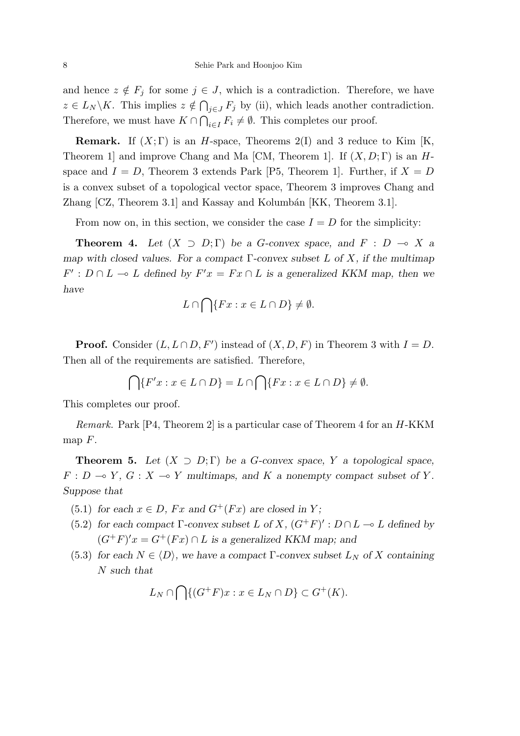and hence $z \notin F_j$ for some $j \in J$, which is a contradiction. Therefore, we have $z \in L_N \backslash K$. This implies $z \notin \bigcap_{j \in J} F_j$ by (ii), which leads another contradiction. Therefore, we must have $K \cap \bigcap_{i \in I} F_i \neq \emptyset$. This completes our proof.

**Remark.** If $(X;\Gamma)$ is an $H$-space, Theorems 2(I) and 3 reduce to Kim [K, Theorem 1] and improve Chang and Ma [CM, Theorem 1]. If $(X, D;\Gamma)$ is an $H$-space and $I = D$, Theorem 3 extends Park [P5, Theorem 1]. Further, if $X = D$ is a convex subset of a topological vector space, Theorem 3 improves Chang and Zhang [CZ, Theorem 3.1] and Kassay and Kolumbán [KK, Theorem 3.1].

From now on, in this section, we consider the case $I = D$ for the simplicity:

**Theorem 4.** *Let $(X \supset D;\Gamma)$ be a G-convex space, and $F : D \multimap X$ a map with closed values. For a compact $\Gamma$-convex subset $L$ of $X$, if the multimap $F' : D \cap L \multimap L$ defined by $F'x = Fx \cap L$ is a generalized KKM map, then we have*

$$L \cap \bigcap \{Fx : x \in L \cap D\} \neq \emptyset.$$

**Proof.** Consider $(L, L \cap D, F')$ instead of $(X, D, F)$ in Theorem 3 with $I = D$. Then all of the requirements are satisfied. Therefore,

$$\bigcap \{F'x : x \in L \cap D\} = L \cap \bigcap \{Fx : x \in L \cap D\} \neq \emptyset.$$

This completes our proof.

*Remark.* Park [P4, Theorem 2] is a particular case of Theorem 4 for an $H$-KKM map $F$.

**Theorem 5.** *Let $(X \supset D;\Gamma)$ be a G-convex space, $Y$ a topological space, $F : D \multimap Y$, $G : X \multimap Y$ multimaps, and $K$ a nonempty compact subset of $Y$. Suppose that*

(5.1) *for each $x \in D$, $Fx$ and $G^+(Fx)$ are closed in $Y$;*

(5.2) *for each compact $\Gamma$-convex subset $L$ of $X$, $(G^+F)' : D \cap L \multimap L$ defined by $(G^+F)'x = G^+(Fx) \cap L$ is a generalized KKM map; and*

(5.3) *for each $N \in \langle D \rangle$, we have a compact $\Gamma$-convex subset $L_N$ of $X$ containing $N$ such that*

$$L_N \cap \bigcap \{(G^+F)x : x \in L_N \cap D\} \subset G^+(K).$$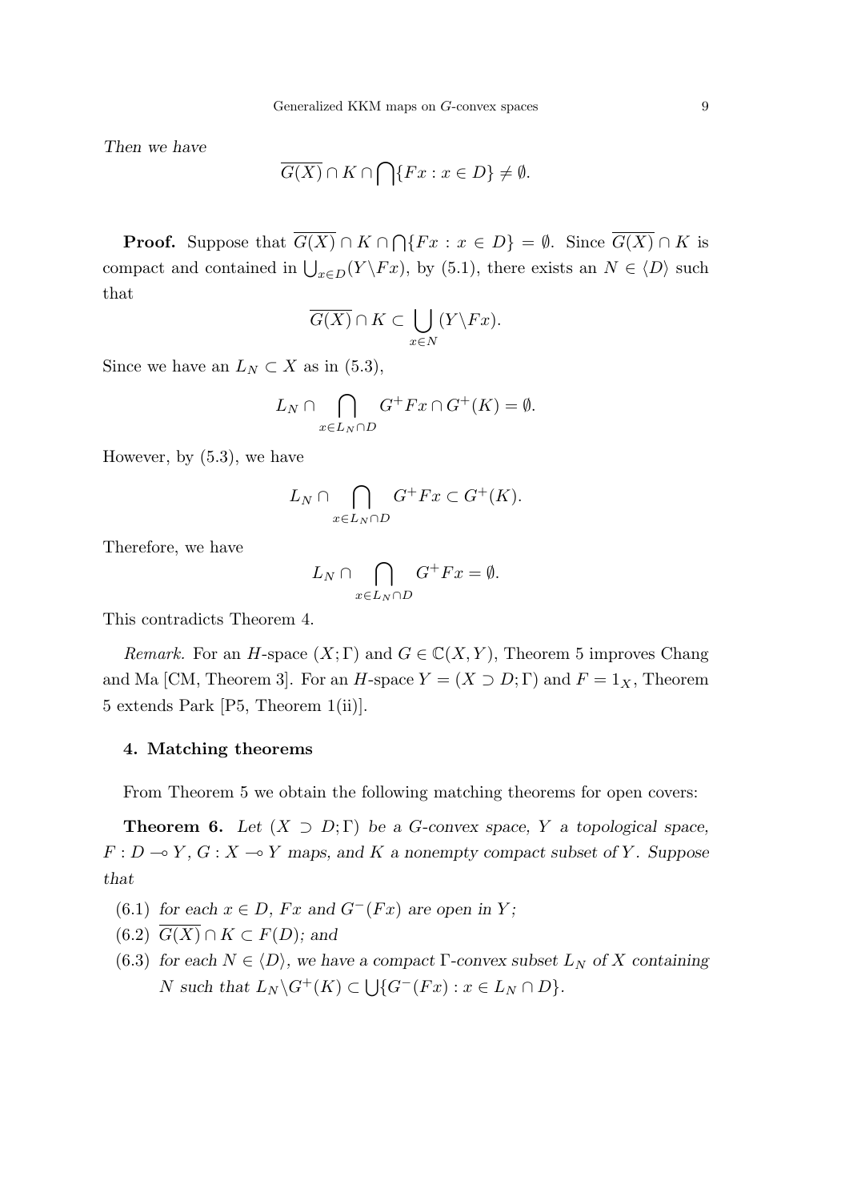*Then we have*

$$\overline{G(X)} \cap K \cap \bigcap\{Fx : x \in D\} \neq \emptyset.$$

**Proof.** Suppose that $\overline{G(X)} \cap K \cap \bigcap\{Fx : x \in D\} = \emptyset$. Since $\overline{G(X)} \cap K$ is compact and contained in $\bigcup_{x\in D}(Y\backslash Fx)$, by (5.1), there exists an $N \in \langle D\rangle$ such that

$$\overline{G(X)} \cap K \subset \bigcup_{x\in N}(Y\backslash Fx).$$

Since we have an $L_N \subset X$ as in (5.3),

$$L_N \cap \bigcap_{x\in L_N\cap D} G^+Fx \cap G^+(K) = \emptyset.$$

However, by (5.3), we have

$$L_N \cap \bigcap_{x\in L_N\cap D} G^+Fx \subset G^+(K).$$

Therefore, we have

$$L_N \cap \bigcap_{x\in L_N\cap D} G^+Fx = \emptyset.$$

This contradicts Theorem 4.

*Remark.* For an $H$-space $(X;\Gamma)$ and $G \in \mathbb{C}(X,Y)$, Theorem 5 improves Chang and Ma [CM, Theorem 3]. For an $H$-space $Y = (X \supset D;\Gamma)$ and $F = 1_X$, Theorem 5 extends Park [P5, Theorem 1(ii)].

### 4. Matching theorems

From Theorem 5 we obtain the following matching theorems for open covers:

**Theorem 6.** *Let $(X \supset D;\Gamma)$ be a $G$-convex space, $Y$ a topological space, $F : D \multimap Y$, $G : X \multimap Y$ maps, and $K$ a nonempty compact subset of $Y$. Suppose that*

- (6.1) *for each $x \in D$, $Fx$ and $G^-(Fx)$ are open in $Y$;*
- (6.2) *$\overline{G(X)} \cap K \subset F(D)$; and*
- (6.3) *for each $N \in \langle D\rangle$, we have a compact $\Gamma$-convex subset $L_N$ of $X$ containing $N$ such that $L_N\backslash G^+(K) \subset \bigcup\{G^-(Fx) : x \in L_N \cap D\}$.*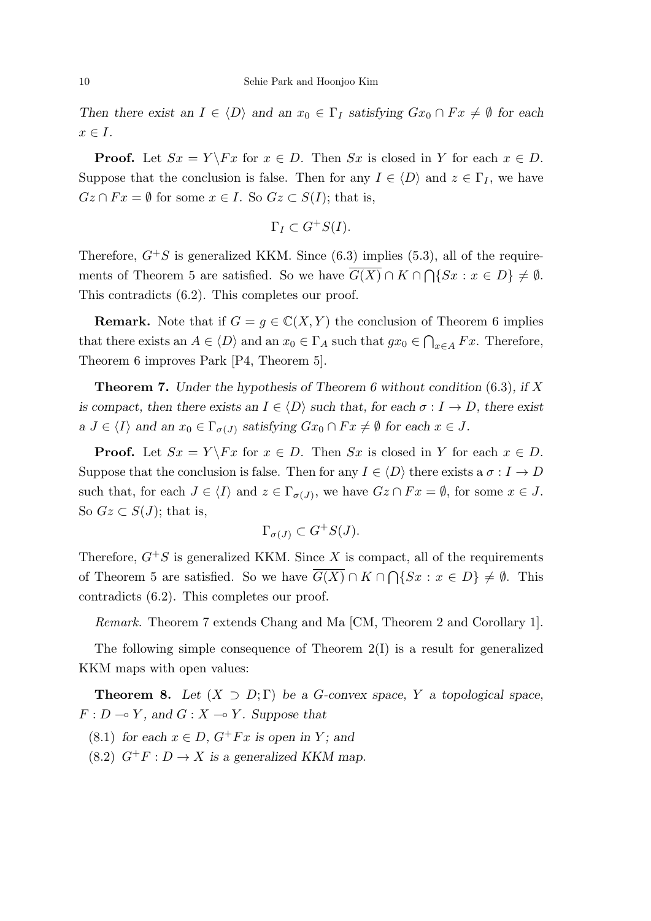*Then there exist an $I \in \langle D \rangle$ and an $x_0 \in \Gamma_I$ satisfying $Gx_0 \cap Fx \neq \emptyset$ for each $x \in I$.*

**Proof.** Let $Sx = Y \backslash Fx$ for $x \in D$. Then $Sx$ is closed in $Y$ for each $x \in D$. Suppose that the conclusion is false. Then for any $I \in \langle D \rangle$ and $z \in \Gamma_I$, we have $Gz \cap Fx = \emptyset$ for some $x \in I$. So $Gz \subset S(I)$; that is,

$$\Gamma_I \subset G^+S(I).$$

Therefore, $G^+S$ is generalized KKM. Since (6.3) implies (5.3), all of the requirements of Theorem 5 are satisfied. So we have $\overline{G(X)} \cap K \cap \bigcap\{Sx : x \in D\} \neq \emptyset$. This contradicts (6.2). This completes our proof.

**Remark.** Note that if $G = g \in \mathbb{C}(X, Y)$ the conclusion of Theorem 6 implies that there exists an $A \in \langle D \rangle$ and an $x_0 \in \Gamma_A$ such that $gx_0 \in \bigcap_{x \in A} Fx$. Therefore, Theorem 6 improves Park [P4, Theorem 5].

**Theorem 7.** *Under the hypothesis of Theorem 6 without condition* (6.3), *if $X$ is compact, then there exists an $I \in \langle D \rangle$ such that, for each $\sigma : I \to D$, there exist a $J \in \langle I \rangle$ and an $x_0 \in \Gamma_{\sigma(J)}$ satisfying $Gx_0 \cap Fx \neq \emptyset$ for each $x \in J$.*

**Proof.** Let $Sx = Y \backslash Fx$ for $x \in D$. Then $Sx$ is closed in $Y$ for each $x \in D$. Suppose that the conclusion is false. Then for any $I \in \langle D \rangle$ there exists a $\sigma : I \to D$ such that, for each $J \in \langle I \rangle$ and $z \in \Gamma_{\sigma(J)}$, we have $Gz \cap Fx = \emptyset$, for some $x \in J$. So $Gz \subset S(J)$; that is,

$$\Gamma_{\sigma(J)} \subset G^+S(J).$$

Therefore, $G^+S$ is generalized KKM. Since $X$ is compact, all of the requirements of Theorem 5 are satisfied. So we have $\overline{G(X)} \cap K \cap \bigcap\{Sx : x \in D\} \neq \emptyset$. This contradicts (6.2). This completes our proof.

*Remark.* Theorem 7 extends Chang and Ma [CM, Theorem 2 and Corollary 1].

The following simple consequence of Theorem 2(I) is a result for generalized KKM maps with open values:

**Theorem 8.** *Let $(X \supset D; \Gamma)$ be a G-convex space, $Y$ a topological space, $F : D \multimap Y$, and $G : X \multimap Y$. Suppose that*

(8.1) *for each $x \in D$, $G^+Fx$ is open in $Y$; and*

(8.2) *$G^+F : D \to X$ is a generalized KKM map.*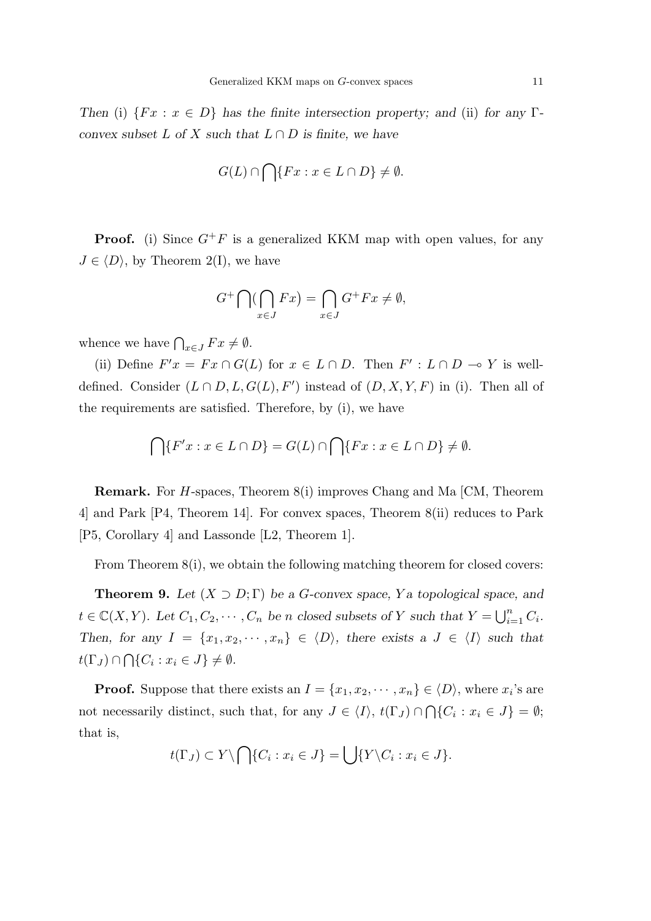*Then* (i) $\{Fx : x \in D\}$ *has the finite intersection property; and* (ii) *for any* $\Gamma$-*convex subset* $L$ *of* $X$ *such that* $L \cap D$ *is finite, we have*

$$G(L) \cap \bigcap \{Fx : x \in L \cap D\} \neq \emptyset.$$

**Proof.** (i) Since $G^+F$ is a generalized KKM map with open values, for any $J \in \langle D \rangle$, by Theorem 2(I), we have

$$G^+ \bigcap (\bigcap_{x \in J} Fx) = \bigcap_{x \in J} G^+ Fx \neq \emptyset,$$

whence we have $\bigcap_{x \in J} Fx \neq \emptyset$.

(ii) Define $F'x = Fx \cap G(L)$ for $x \in L \cap D$. Then $F' : L \cap D \multimap Y$ is well-defined. Consider $(L \cap D, L, G(L), F')$ instead of $(D, X, Y, F)$ in (i). Then all of the requirements are satisfied. Therefore, by (i), we have

$$\bigcap \{F'x : x \in L \cap D\} = G(L) \cap \bigcap \{Fx : x \in L \cap D\} \neq \emptyset.$$

**Remark.** For $H$-spaces, Theorem 8(i) improves Chang and Ma [CM, Theorem 4] and Park [P4, Theorem 14]. For convex spaces, Theorem 8(ii) reduces to Park [P5, Corollary 4] and Lassonde [L2, Theorem 1].

From Theorem 8(i), we obtain the following matching theorem for closed covers:

**Theorem 9.** *Let* $(X \supset D; \Gamma)$ *be a* $G$-*convex space,* $Y$ *a topological space, and* $t \in \mathbb{C}(X, Y)$. *Let* $C_1, C_2, \cdots, C_n$ *be* $n$ *closed subsets of* $Y$ *such that* $Y = \bigcup_{i=1}^n C_i$. *Then, for any* $I = \{x_1, x_2, \cdots, x_n\} \in \langle D \rangle$, *there exists a* $J \in \langle I \rangle$ *such that* $t(\Gamma_J) \cap \bigcap \{C_i : x_i \in J\} \neq \emptyset$.

**Proof.** Suppose that there exists an $I = \{x_1, x_2, \cdots, x_n\} \in \langle D \rangle$, where $x_i$'s are not necessarily distinct, such that, for any $J \in \langle I \rangle$, $t(\Gamma_J) \cap \bigcap \{C_i : x_i \in J\} = \emptyset$; that is,

$$t(\Gamma_J) \subset Y \backslash \bigcap \{C_i : x_i \in J\} = \bigcup \{Y \backslash C_i : x_i \in J\}.$$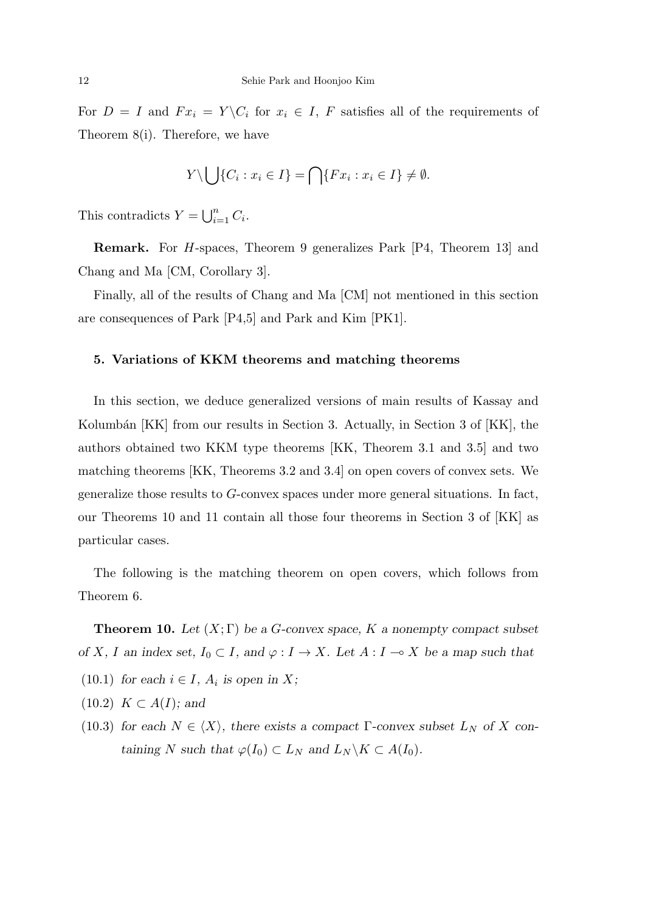For $D = I$ and $Fx_i = Y \backslash C_i$ for $x_i \in I$, $F$ satisfies all of the requirements of Theorem 8(i). Therefore, we have

$$Y \backslash \bigcup \{C_i : x_i \in I\} = \bigcap \{Fx_i : x_i \in I\} \neq \emptyset.$$

This contradicts $Y = \bigcup_{i=1}^{n} C_i$.

**Remark.** For $H$-spaces, Theorem 9 generalizes Park [P4, Theorem 13] and Chang and Ma [CM, Corollary 3].

Finally, all of the results of Chang and Ma [CM] not mentioned in this section are consequences of Park [P4,5] and Park and Kim [PK1].

### 5. Variations of KKM theorems and matching theorems

In this section, we deduce generalized versions of main results of Kassay and Kolumbán [KK] from our results in Section 3. Actually, in Section 3 of [KK], the authors obtained two KKM type theorems [KK, Theorem 3.1 and 3.5] and two matching theorems [KK, Theorems 3.2 and 3.4] on open covers of convex sets. We generalize those results to $G$-convex spaces under more general situations. In fact, our Theorems 10 and 11 contain all those four theorems in Section 3 of [KK] as particular cases.

The following is the matching theorem on open covers, which follows from Theorem 6.

**Theorem 10.** *Let $(X; \Gamma)$ be a $G$-convex space, $K$ a nonempty compact subset of $X$, $I$ an index set, $I_0 \subset I$, and $\varphi : I \to X$. Let $A : I \multimap X$ be a map such that*

(10.1) *for each $i \in I$, $A_i$ is open in $X$;*

(10.2) *$K \subset A(I)$; and*

(10.3) *for each $N \in \langle X \rangle$, there exists a compact $\Gamma$-convex subset $L_N$ of $X$ containing $N$ such that $\varphi(I_0) \subset L_N$ and $L_N \backslash K \subset A(I_0)$.*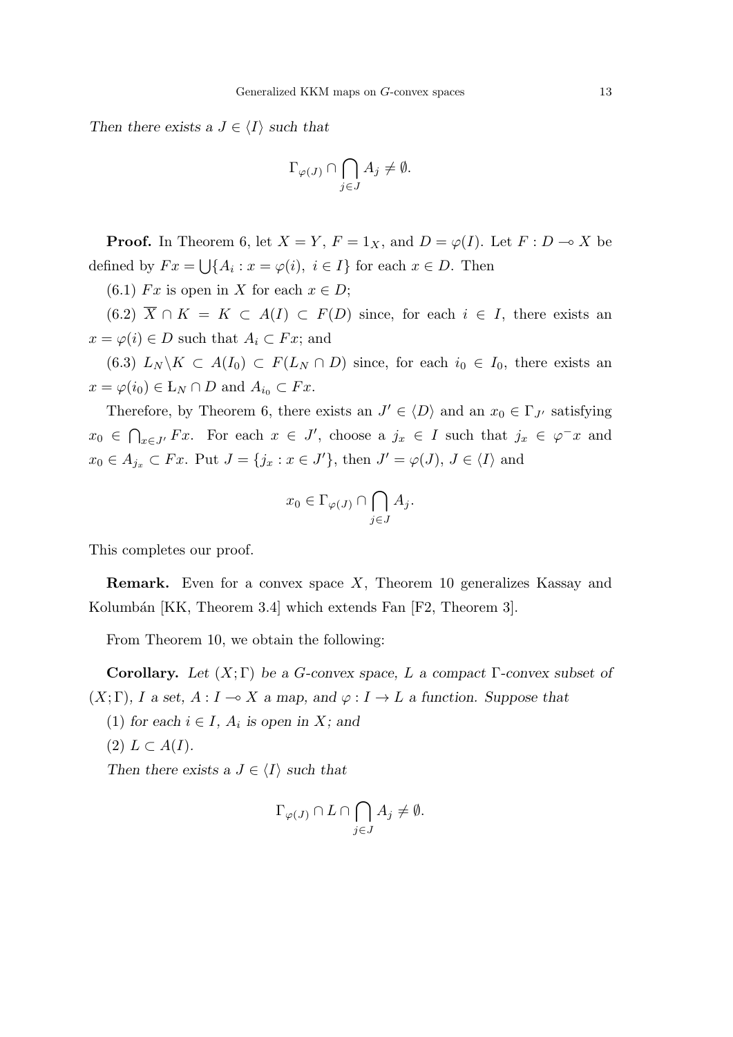*Then there exists a $J \in \langle I \rangle$ such that*

$$\Gamma_{\varphi(J)} \cap \bigcap_{j \in J} A_j \neq \emptyset.$$

**Proof.** In Theorem 6, let $X = Y$, $F = 1_X$, and $D = \varphi(I)$. Let $F : D \multimap X$ be defined by $Fx = \bigcup\{A_i : x = \varphi(i),\ i \in I\}$ for each $x \in D$. Then

(6.1) $Fx$ is open in $X$ for each $x \in D$;

(6.2) $\overline{X} \cap K = K \subset A(I) \subset F(D)$ since, for each $i \in I$, there exists an $x = \varphi(i) \in D$ such that $A_i \subset Fx$; and

(6.3) $L_N \backslash K \subset A(I_0) \subset F(L_N \cap D)$ since, for each $i_0 \in I_0$, there exists an $x = \varphi(i_0) \in \text{Ł}_N \cap D$ and $A_{i_0} \subset Fx$.

Therefore, by Theorem 6, there exists an $J' \in \langle D \rangle$ and an $x_0 \in \Gamma_{J'}$ satisfying $x_0 \in \bigcap_{x \in J'} Fx$. For each $x \in J'$, choose a $j_x \in I$ such that $j_x \in \varphi^- x$ and $x_0 \in A_{j_x} \subset Fx$. Put $J = \{j_x : x \in J'\}$, then $J' = \varphi(J)$, $J \in \langle I \rangle$ and

$$x_0 \in \Gamma_{\varphi(J)} \cap \bigcap_{j \in J} A_j.$$

This completes our proof.

**Remark.** Even for a convex space $X$, Theorem 10 generalizes Kassay and Kolumbán [KK, Theorem 3.4] which extends Fan [F2, Theorem 3].

From Theorem 10, we obtain the following:

**Corollary.** *Let $(X; \Gamma)$ be a G-convex space, $L$ a compact $\Gamma$-convex subset of $(X; \Gamma)$, $I$ a set, $A : I \multimap X$ a map, and $\varphi : I \to L$ a function. Suppose that*

(1) *for each $i \in I$, $A_i$ is open in $X$; and*

(2) $L \subset A(I)$.

*Then there exists a $J \in \langle I \rangle$ such that*

$$\Gamma_{\varphi(J)} \cap L \cap \bigcap_{j \in J} A_j \neq \emptyset.$$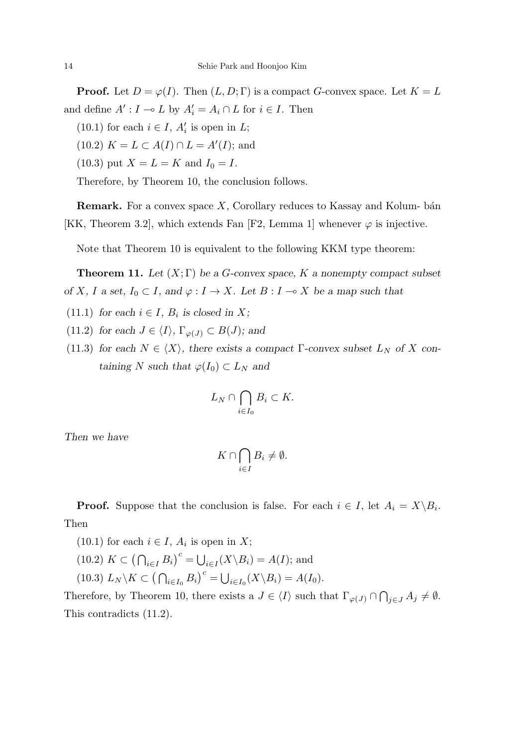**Proof.** Let $D = \varphi(I)$. Then $(L, D; \Gamma)$ is a compact $G$-convex space. Let $K = L$ and define $A' : I \multimap L$ by $A'_i = A_i \cap L$ for $i \in I$. Then

(10.1) for each $i \in I$, $A'_i$ is open in $L$;

(10.2) $K = L \subset A(I) \cap L = A'(I)$; and

(10.3) put $X = L = K$ and $I_0 = I$.

Therefore, by Theorem 10, the conclusion follows.

**Remark.** For a convex space $X$, Corollary reduces to Kassay and Kolum- bán [KK, Theorem 3.2], which extends Fan [F2, Lemma 1] whenever $\varphi$ is injective.

Note that Theorem 10 is equivalent to the following KKM type theorem:

**Theorem 11.** *Let $(X; \Gamma)$ be a $G$-convex space, $K$ a nonempty compact subset of $X$, $I$ a set, $I_0 \subset I$, and $\varphi : I \to X$. Let $B : I \multimap X$ be a map such that*

(11.1) *for each $i \in I$, $B_i$ is closed in $X$;*

(11.2) *for each $J \in \langle I \rangle$, $\Gamma_{\varphi(J)} \subset B(J)$; and*

(11.3) *for each $N \in \langle X \rangle$, there exists a compact $\Gamma$-convex subset $L_N$ of $X$ containing $N$ such that $\varphi(I_0) \subset L_N$ and*

$$L_N \cap \bigcap_{i \in I_0} B_i \subset K.$$

*Then we have*

$$K \cap \bigcap_{i \in I} B_i \neq \emptyset.$$

**Proof.** Suppose that the conclusion is false. For each $i \in I$, let $A_i = X \backslash B_i$. Then

(10.1) for each $i \in I$, $A_i$ is open in $X$;

(10.2) $K \subset \big(\bigcap_{i \in I} B_i\big)^c = \bigcup_{i \in I} (X \backslash B_i) = A(I)$; and

(10.3) $L_N \backslash K \subset \big(\bigcap_{i \in I_0} B_i\big)^c = \bigcup_{i \in I_0} (X \backslash B_i) = A(I_0)$.

Therefore, by Theorem 10, there exists a $J \in \langle I \rangle$ such that $\Gamma_{\varphi(J)} \cap \bigcap_{j \in J} A_j \neq \emptyset$. This contradicts (11.2).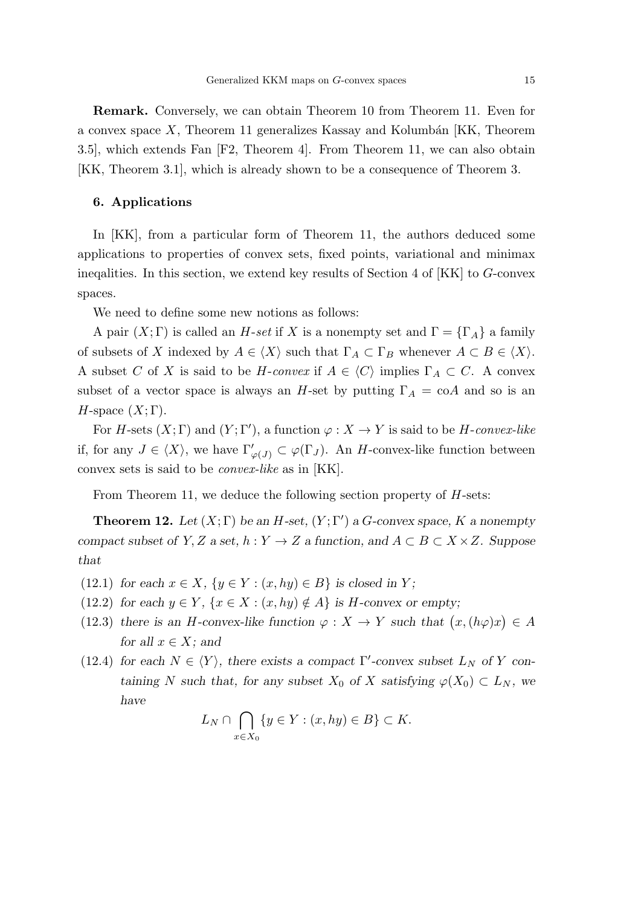**Remark.** Conversely, we can obtain Theorem 10 from Theorem 11. Even for a convex space $X$, Theorem 11 generalizes Kassay and Kolumbán [KK, Theorem 3.5], which extends Fan [F2, Theorem 4]. From Theorem 11, we can also obtain [KK, Theorem 3.1], which is already shown to be a consequence of Theorem 3.

## 6. Applications

In [KK], from a particular form of Theorem 11, the authors deduced some applications to properties of convex sets, fixed points, variational and minimax ineqalities. In this section, we extend key results of Section 4 of [KK] to $G$-convex spaces.

We need to define some new notions as follows:

A pair $(X;\Gamma)$ is called an *$H$-set* if $X$ is a nonempty set and $\Gamma = \{\Gamma_A\}$ a family of subsets of $X$ indexed by $A \in \langle X \rangle$ such that $\Gamma_A \subset \Gamma_B$ whenever $A \subset B \in \langle X \rangle$. A subset $C$ of $X$ is said to be *$H$-convex* if $A \in \langle C \rangle$ implies $\Gamma_A \subset C$. A convex subset of a vector space is always an $H$-set by putting $\Gamma_A = \mathrm{co}A$ and so is an $H$-space $(X;\Gamma)$.

For $H$-sets $(X;\Gamma)$ and $(Y;\Gamma')$, a function $\varphi : X \to Y$ is said to be *$H$-convex-like* if, for any $J \in \langle X \rangle$, we have $\Gamma'_{\varphi(J)} \subset \varphi(\Gamma_J)$. An $H$-convex-like function between convex sets is said to be *convex-like* as in [KK].

From Theorem 11, we deduce the following section property of $H$-sets:

**Theorem 12.** *Let $(X;\Gamma)$ be an $H$-set, $(Y;\Gamma')$ a $G$-convex space, $K$ a nonempty compact subset of $Y, Z$ a set, $h : Y \to Z$ a function, and $A \subset B \subset X \times Z$. Suppose that*

(12.1) *for each $x \in X$, $\{y \in Y : (x, hy) \in B\}$ is closed in $Y$;*

(12.2) *for each $y \in Y$, $\{x \in X : (x, hy) \notin A\}$ is $H$-convex or empty;*

(12.3) *there is an $H$-convex-like function $\varphi : X \to Y$ such that $\big(x, (h\varphi)x\big) \in A$ for all $x \in X$; and*

(12.4) *for each $N \in \langle Y \rangle$, there exists a compact $\Gamma'$-convex subset $L_N$ of $Y$ containing $N$ such that, for any subset $X_0$ of $X$ satisfying $\varphi(X_0) \subset L_N$, we have*

$$L_N \cap \bigcap_{x \in X_0} \{y \in Y : (x, hy) \in B\} \subset K.$$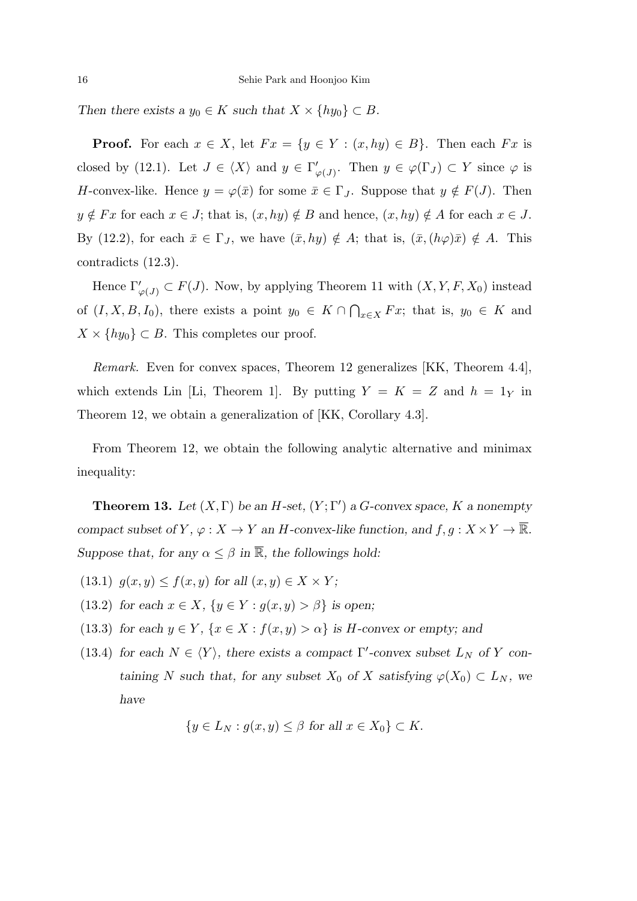*Then there exists a $y_0 \in K$ such that $X \times \{hy_0\} \subset B$.*

**Proof.** For each $x \in X$, let $Fx = \{y \in Y : (x, hy) \in B\}$. Then each $Fx$ is closed by (12.1). Let $J \in \langle X \rangle$ and $y \in \Gamma'_{\varphi(J)}$. Then $y \in \varphi(\Gamma_J) \subset Y$ since $\varphi$ is $H$-convex-like. Hence $y = \varphi(\bar{x})$ for some $\bar{x} \in \Gamma_J$. Suppose that $y \notin F(J)$. Then $y \notin Fx$ for each $x \in J$; that is, $(x, hy) \notin B$ and hence, $(x, hy) \notin A$ for each $x \in J$. By (12.2), for each $\bar{x} \in \Gamma_J$, we have $(\bar{x}, hy) \notin A$; that is, $(\bar{x}, (h\varphi)\bar{x}) \notin A$. This contradicts (12.3).

Hence $\Gamma'_{\varphi(J)} \subset F(J)$. Now, by applying Theorem 11 with $(X, Y, F, X_0)$ instead of $(I, X, B, I_0)$, there exists a point $y_0 \in K \cap \bigcap_{x \in X} Fx$; that is, $y_0 \in K$ and $X \times \{hy_0\} \subset B$. This completes our proof.

*Remark.* Even for convex spaces, Theorem 12 generalizes [KK, Theorem 4.4], which extends Lin [Li, Theorem 1]. By putting $Y = K = Z$ and $h = 1_Y$ in Theorem 12, we obtain a generalization of [KK, Corollary 4.3].

From Theorem 12, we obtain the following analytic alternative and minimax inequality:

**Theorem 13.** *Let $(X, \Gamma)$ be an $H$-set, $(Y; \Gamma')$ a $G$-convex space, $K$ a nonempty compact subset of $Y$, $\varphi : X \to Y$ an $H$-convex-like function, and $f, g : X \times Y \to \overline{\mathbb{R}}$. Suppose that, for any $\alpha \leq \beta$ in $\overline{\mathbb{R}}$, the followings hold:*

(13.1) *$g(x, y) \leq f(x, y)$ for all $(x, y) \in X \times Y$;*

(13.2) *for each $x \in X$, $\{y \in Y : g(x, y) > \beta\}$ is open;*

(13.3) *for each $y \in Y$, $\{x \in X : f(x, y) > \alpha\}$ is $H$-convex or empty; and*

(13.4) *for each $N \in \langle Y \rangle$, there exists a compact $\Gamma'$-convex subset $L_N$ of $Y$ containing $N$ such that, for any subset $X_0$ of $X$ satisfying $\varphi(X_0) \subset L_N$, we have*

$$\{y \in L_N : g(x, y) \leq \beta \text{ for all } x \in X_0\} \subset K.$$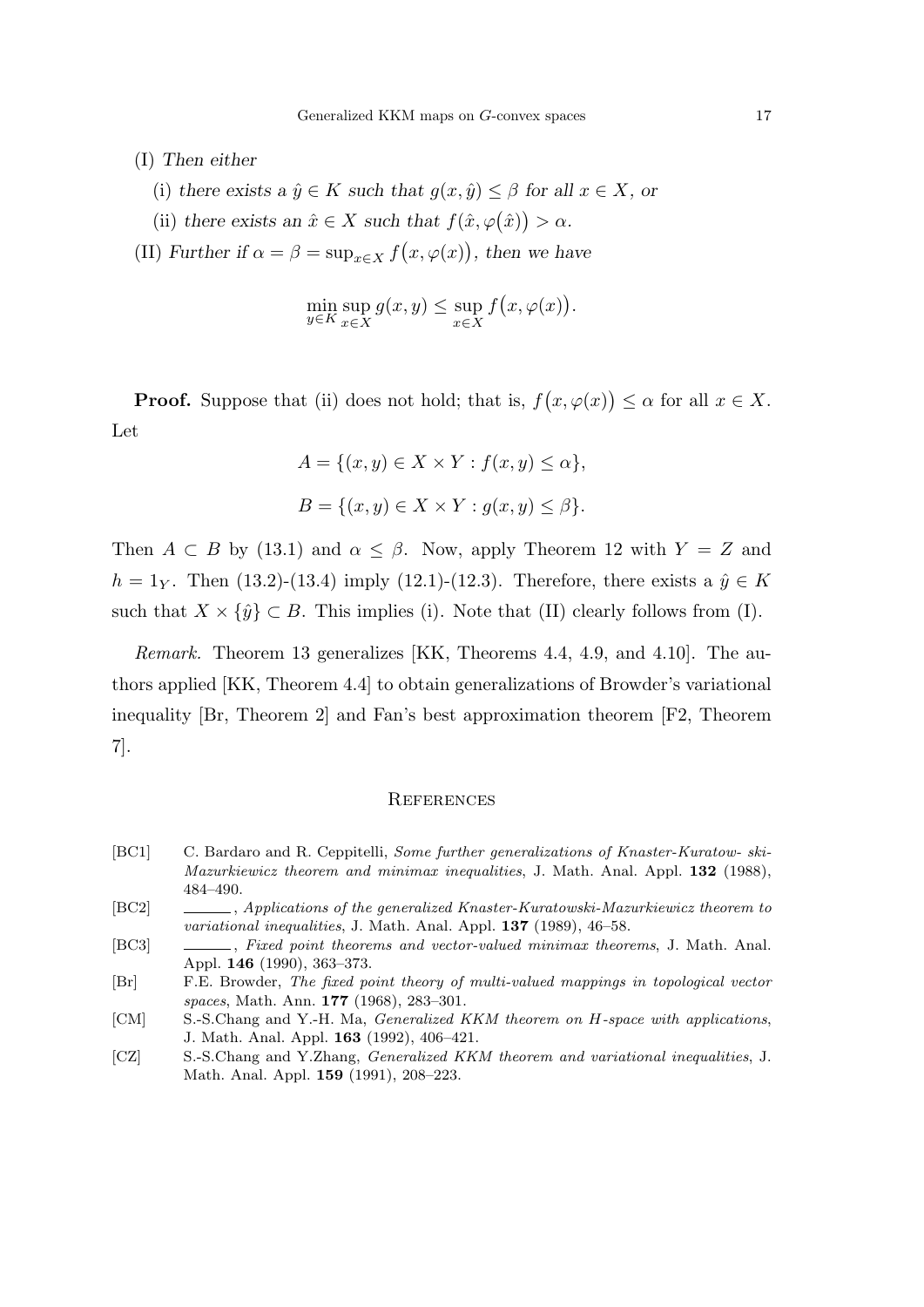(I) *Then either*

(i) *there exists a* $\hat{y} \in K$ *such that* $g(x, \hat{y}) \leq \beta$ *for all* $x \in X$, *or*

(ii) *there exists an* $\hat{x} \in X$ *such that* $f(\hat{x}, \varphi(\hat{x})) > \alpha$.

(II) *Further if* $\alpha = \beta = \sup_{x \in X} f\big(x, \varphi(x)\big)$, *then we have*

$$\min_{y \in K} \sup_{x \in X} g(x, y) \leq \sup_{x \in X} f\big(x, \varphi(x)\big).$$

**Proof.** Suppose that (ii) does not hold; that is, $f\big(x, \varphi(x)\big) \leq \alpha$ for all $x \in X$. Let

$$A = \{(x, y) \in X \times Y : f(x, y) \leq \alpha\},$$

$$B = \{(x, y) \in X \times Y : g(x, y) \leq \beta\}.$$

Then $A \subset B$ by (13.1) and $\alpha \leq \beta$. Now, apply Theorem 12 with $Y = Z$ and $h = 1_Y$. Then (13.2)-(13.4) imply (12.1)-(12.3). Therefore, there exists a $\hat{y} \in K$ such that $X \times \{\hat{y}\} \subset B$. This implies (i). Note that (II) clearly follows from (I).

*Remark.* Theorem 13 generalizes [KK, Theorems 4.4, 4.9, and 4.10]. The authors applied [KK, Theorem 4.4] to obtain generalizations of Browder's variational inequality [Br, Theorem 2] and Fan's best approximation theorem [F2, Theorem 7].

## References

- [BC1] C. Bardaro and R. Ceppitelli, *Some further generalizations of Knaster-Kuratow- ski-Mazurkiewicz theorem and minimax inequalities*, J. Math. Anal. Appl. **132** (1988), 484–490.
- [BC2] ______, *Applications of the generalized Knaster-Kuratowski-Mazurkiewicz theorem to variational inequalities*, J. Math. Anal. Appl. **137** (1989), 46–58.
- [BC3] ______, *Fixed point theorems and vector-valued minimax theorems*, J. Math. Anal. Appl. **146** (1990), 363–373.
- [Br] F.E. Browder, *The fixed point theory of multi-valued mappings in topological vector spaces*, Math. Ann. **177** (1968), 283–301.
- [CM] S.-S.Chang and Y.-H. Ma, *Generalized KKM theorem on H-space with applications*, J. Math. Anal. Appl. **163** (1992), 406–421.
- [CZ] S.-S.Chang and Y.Zhang, *Generalized KKM theorem and variational inequalities*, J. Math. Anal. Appl. **159** (1991), 208–223.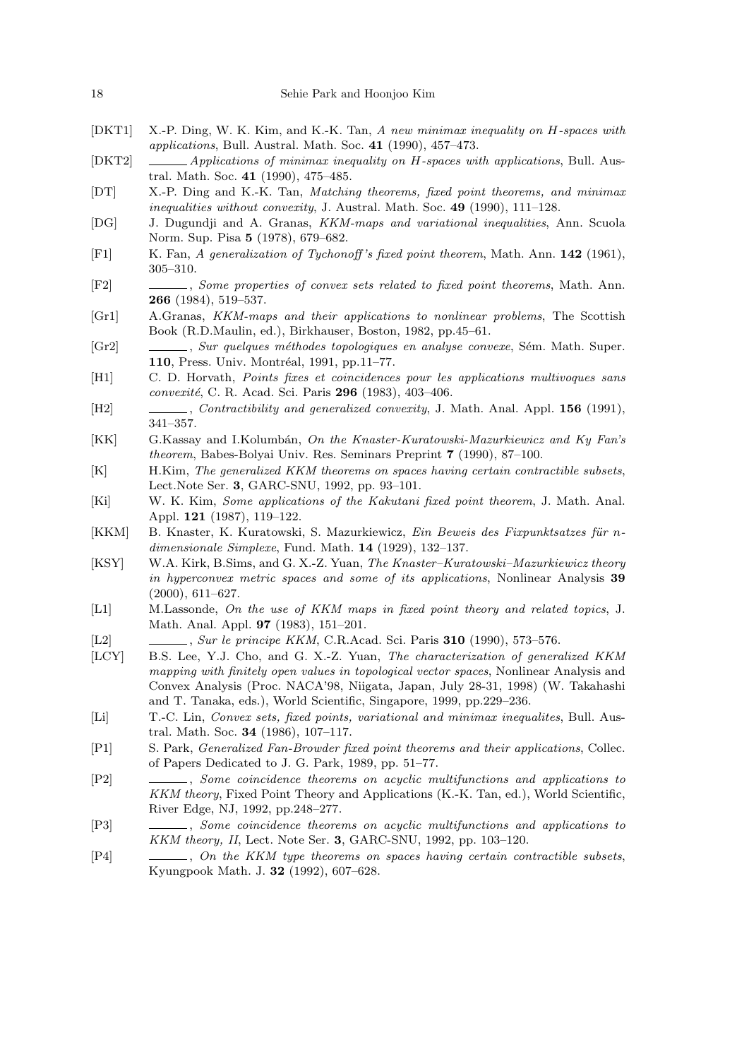[DKT1] X.-P. Ding, W. K. Kim, and K.-K. Tan, *A new minimax inequality on $H$-spaces with applications*, Bull. Austral. Math. Soc. **41** (1990), 457–473.

[DKT2] ______ *Applications of minimax inequality on $H$-spaces with applications*, Bull. Austral. Math. Soc. **41** (1990), 475–485.

[DT] X.-P. Ding and K.-K. Tan, *Matching theorems, fixed point theorems, and minimax inequalities without convexity*, J. Austral. Math. Soc. **49** (1990), 111–128.

[DG] J. Dugundji and A. Granas, *KKM-maps and variational inequalities*, Ann. Scuola Norm. Sup. Pisa **5** (1978), 679–682.

[F1] K. Fan, *A generalization of Tychonoff's fixed point theorem*, Math. Ann. **142** (1961), 305–310.

[F2] ______, *Some properties of convex sets related to fixed point theorems*, Math. Ann. **266** (1984), 519–537.

[Gr1] A.Granas, *KKM-maps and their applications to nonlinear problems*, The Scottish Book (R.D.Maulin, ed.), Birkhauser, Boston, 1982, pp.45–61.

[Gr2] ______, *Sur quelques méthodes topologiques en analyse convexe*, Sém. Math. Super. **110**, Press. Univ. Montréal, 1991, pp.11–77.

[H1] C. D. Horvath, *Points fixes et coincidences pour les applications multivoques sans convexité*, C. R. Acad. Sci. Paris **296** (1983), 403–406.

[H2] ______, *Contractibility and generalized convexity*, J. Math. Anal. Appl. **156** (1991), 341–357.

[KK] G.Kassay and I.Kolumbán, *On the Knaster-Kuratowski-Mazurkiewicz and Ky Fan's theorem*, Babes-Bolyai Univ. Res. Seminars Preprint **7** (1990), 87–100.

[K] H.Kim, *The generalized KKM theorems on spaces having certain contractible subsets*, Lect.Note Ser. **3**, GARC-SNU, 1992, pp. 93–101.

[Ki] W. K. Kim, *Some applications of the Kakutani fixed point theorem*, J. Math. Anal. Appl. **121** (1987), 119–122.

[KKM] B. Knaster, K. Kuratowski, S. Mazurkiewicz, *Ein Beweis des Fixpunktsatzes für n-dimensionale Simplexe*, Fund. Math. **14** (1929), 132–137.

[KSY] W.A. Kirk, B.Sims, and G. X.-Z. Yuan, *The Knaster–Kuratowski–Mazurkiewicz theory in hyperconvex metric spaces and some of its applications*, Nonlinear Analysis **39** (2000), 611–627.

[L1] M.Lassonde, *On the use of KKM maps in fixed point theory and related topics*, J. Math. Anal. Appl. **97** (1983), 151–201.

[L2] ______, *Sur le principe KKM*, C.R.Acad. Sci. Paris **310** (1990), 573–576.

[LCY] B.S. Lee, Y.J. Cho, and G. X.-Z. Yuan, *The characterization of generalized KKM mapping with finitely open values in topological vector spaces*, Nonlinear Analysis and Convex Analysis (Proc. NACA'98, Niigata, Japan, July 28-31, 1998) (W. Takahashi and T. Tanaka, eds.), World Scientific, Singapore, 1999, pp.229–236.

[Li] T.-C. Lin, *Convex sets, fixed points, variational and minimax inequalites*, Bull. Austral. Math. Soc. **34** (1986), 107–117.

[P1] S. Park, *Generalized Fan-Browder fixed point theorems and their applications*, Collec. of Papers Dedicated to J. G. Park, 1989, pp. 51–77.

[P2] ______, *Some coincidence theorems on acyclic multifunctions and applications to KKM theory*, Fixed Point Theory and Applications (K.-K. Tan, ed.), World Scientific, River Edge, NJ, 1992, pp.248–277.

[P3] ______, *Some coincidence theorems on acyclic multifunctions and applications to KKM theory, II*, Lect. Note Ser. **3**, GARC-SNU, 1992, pp. 103–120.

[P4] ______, *On the KKM type theorems on spaces having certain contractible subsets*, Kyungpook Math. J. **32** (1992), 607–628.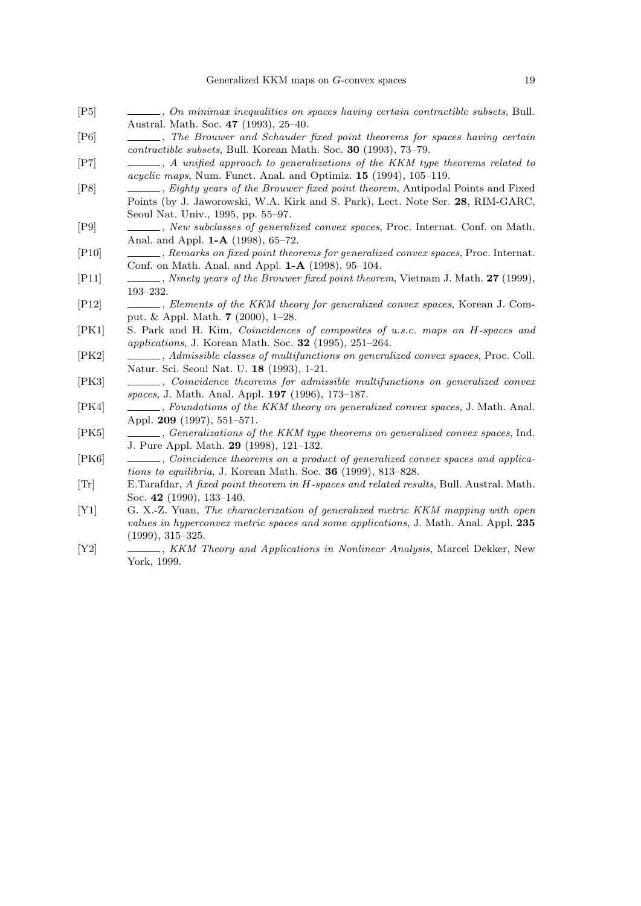[P5] ______, *On minimax inequalities on spaces having certain contractible subsets*, Bull. Austral. Math. Soc. **47** (1993), 25–40.

[P6] ______, *The Brouwer and Schauder fixed point theorems for spaces having certain contractible subsets*, Bull. Korean Math. Soc. **30** (1993), 73–79.

[P7] ______, *A unified approach to generalizations of the KKM type theorems related to acyclic maps*, Num. Funct. Anal. and Optimiz. **15** (1994), 105–119.

[P8] ______, *Eighty years of the Brouwer fixed point theorem*, Antipodal Points and Fixed Points (by J. Jaworowski, W.A. Kirk and S. Park), Lect. Note Ser. **28**, RIM-GARC, Seoul Nat. Univ., 1995, pp. 55–97.

[P9] ______, *New subclasses of generalized convex spaces*, Proc. Internat. Conf. on Math. Anal. and Appl. **1-A** (1998), 65–72.

[P10] ______, *Remarks on fixed point theorems for generalized convex spaces*, Proc. Internat. Conf. on Math. Anal. and Appl. **1-A** (1998), 95–104.

[P11] ______, *Ninety years of the Brouwer fixed point theorem*, Vietnam J. Math. **27** (1999), 193–232.

[P12] ______, *Elements of the KKM theory for generalized convex spaces*, Korean J. Comput. & Appl. Math. **7** (2000), 1–28.

[PK1] S. Park and H. Kim, *Coincidences of composites of u.s.c. maps on $H$-spaces and applications*, J. Korean Math. Soc. **32** (1995), 251–264.

[PK2] ______, *Admissible classes of multifunctions on generalized convex spaces*, Proc. Coll. Natur. Sci. Seoul Nat. U. **18** (1993), 1-21.

[PK3] ______, *Coincidence theorems for admissible multifunctions on generalized convex spaces*, J. Math. Anal. Appl. **197** (1996), 173–187.

[PK4] ______, *Foundations of the KKM theory on generalized convex spaces*, J. Math. Anal. Appl. **209** (1997), 551–571.

[PK5] ______, *Generalizations of the KKM type theorems on generalized convex spaces*, Ind. J. Pure Appl. Math. **29** (1998), 121–132.

[PK6] ______, *Coincidence theorems on a product of generalized convex spaces and applications to equilibria*, J. Korean Math. Soc. **36** (1999), 813–828.

[Tr] E.Tarafdar, *A fixed point theorem in $H$-spaces and related results*, Bull. Austral. Math. Soc. **42** (1990), 133–140.

[Y1] G. X.-Z. Yuan, *The characterization of generalized metric KKM mapping with open values in hyperconvex metric spaces and some applications*, J. Math. Anal. Appl. **235** (1999), 315–325.

[Y2] ______, *KKM Theory and Applications in Nonlinear Analysis*, Marcel Dekker, New York, 1999.